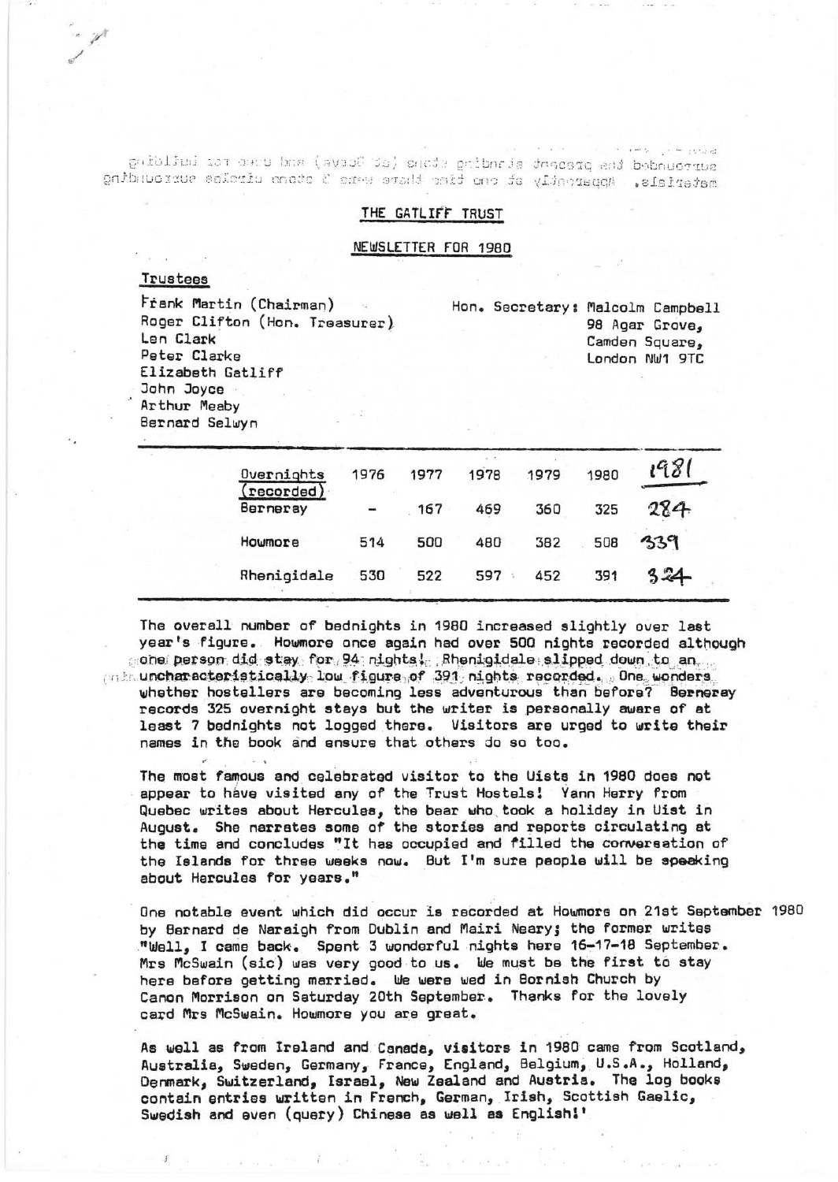## THE GATLIFF TRUST

### NEWSLETTER FOR 1980

**Trustees**

Frank Martin (Chairman)
Roger Clifton (Hon. Treasurer)
Len Clark
Peter Clarke
Elizabeth Gatliff
John Joyce
Arthur Meaby
Bernard Selwyn

Hon. Secretary: Malcolm Campbell
98 Agar Grove,
Camden Square,
London NW1 9TC

| Overnights (recorded) | 1976 | 1977 | 1978 | 1979 | 1980 | 1981 |
|---|---|---|---|---|---|---|
| Berneray | - | 167 | 469 | 360 | 325 | 284 |
| Howmore | 514 | 500 | 480 | 382 | 508 | 339 |
| Rhenigidale | 530 | 522 | 597 | 452 | 391 | 324 |

The overall number of bednights in 1980 increased slightly over last year's figure. Howmore once again had over 500 nights recorded although one person did stay for 94 nights! Rhenigidale slipped down to an uncharacteristically low figure of 391 nights recorded. One wonders whether hostellers are becoming less adventurous than before? Berneray records 325 overnight stays but the writer is personally aware of at least 7 bednights not logged there. Visitors are urged to write their names in the book and ensure that others do so too.

The most famous and celebrated visitor to the Uists in 1980 does not appear to have visited any of the Trust Hostels! Yann Herry from Quebec writes about Hercules, the bear who took a holiday in Uist in August. She narrates some of the stories and reports circulating at the time and concludes "It has occupied and filled the conversation of the Islands for three weeks now. But I'm sure people will be speaking about Hercules for years."

One notable event which did occur is recorded at Howmore on 21st September 1980 by Bernard de Naraigh from Dublin and Mairi Neary; the former writes "Well, I came back. Spent 3 wonderful nights here 16-17-18 September. Mrs McSwain (sic) was very good to us. We must be the first to stay here before getting married. We were wed in Bornish Church by Canon Morrison on Saturday 20th September. Thanks for the lovely card Mrs McSwain. Howmore you are great.

As well as from Ireland and Canada, visitors in 1980 came from Scotland, Australia, Sweden, Germany, France, England, Belgium, U.S.A., Holland, Denmark, Switzerland, Israel, New Zealand and Austria. The log books contain entries written in French, German, Irish, Scottish Gaelic, Swedish and even (query) Chinese as well as English!'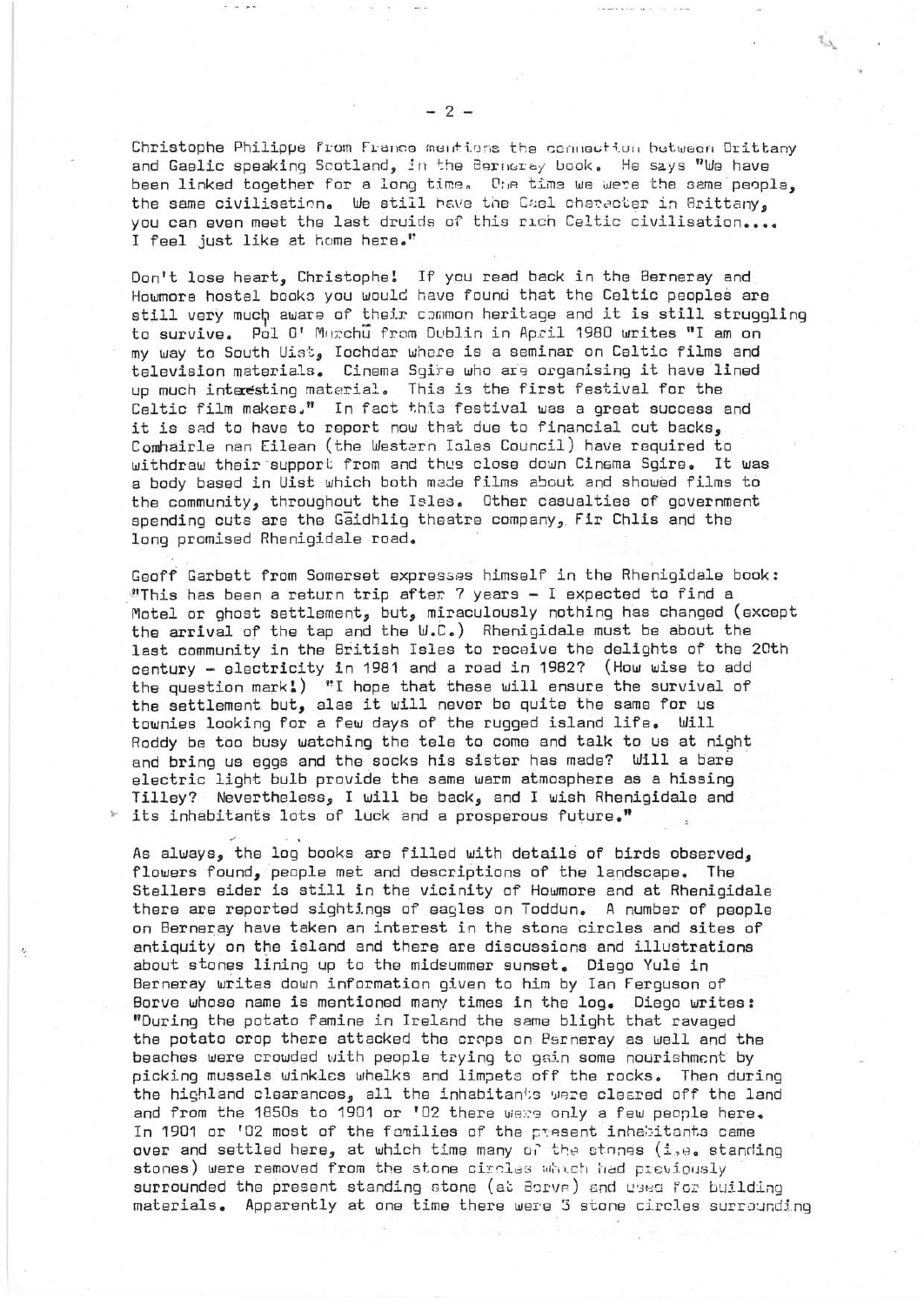Christophe Philippe from France mentions the connection between Brittany and Gaelic speaking Scotland, in the Berneray book. He says "We have been linked together for a long time. One time we were the same people, the same civilisation. We still have the Gael character in Brittany, you can even meet the last druids of this rich Celtic civilisation.... I feel just like at home here."

Don't lose heart, Christophe! If you read back in the Berneray and Howmore hostel books you would have found that the Celtic peoples are still very much aware of their common heritage and it is still struggling to survive. Pol O' Murchú from Dublin in April 1980 writes "I am on my way to South Uist, Iochdar where is a seminar on Celtic films and television materials. Cinema Sgire who are organising it have lined up much interesting material. This is the first festival for the Celtic film makers." In fact this festival was a great success and it is sad to have to report now that due to financial cut backs, Comhairle nan Eilean (the Western Isles Council) have required to withdraw their support from and thus close down Cinema Sgire. It was a body based in Uist which both made films about and showed films to the community, throughout the Isles. Other casualties of government spending cuts are the Gàidhlig theatre company, Fir Chlis and the long promised Rhenigidale road.

Geoff Garbett from Somerset expresses himself in the Rhenigidale book: "This has been a return trip after 7 years - I expected to find a Motel or ghost settlement, but, miraculously nothing has changed (except the arrival of the tap and the W.C.) Rhenigidale must be about the last community in the British Isles to receive the delights of the 20th century - electricity in 1981 and a road in 1982? (How wise to add the question mark!) "I hope that these will ensure the survival of the settlement but, alas it will never be quite the same for us townies looking for a few days of the rugged island life. Will Roddy be too busy watching the tele to come and talk to us at night and bring us eggs and the socks his sister has made? Will a bare electric light bulb provide the same warm atmosphere as a hissing Tilley? Nevertheless, I will be back, and I wish Rhenigidale and its inhabitants lots of luck and a prosperous future."

As always, the log books are filled with details of birds observed, flowers found, people met and descriptions of the landscape. The Stellers eider is still in the vicinity of Howmore and at Rhenigidale there are reported sightings of eagles on Toddun. A number of people on Berneray have taken an interest in the stone circles and sites of antiquity on the island and there are discussions and illustrations about stones lining up to the midsummer sunset. Diego Yule in Berneray writes down information given to him by Ian Ferguson of Borve whose name is mentioned many times in the log. Diego writes: "During the potato famine in Ireland the same blight that ravaged the potato crop there attacked the crops on Berneray as well and the beaches were crowded with people trying to gain some nourishment by picking mussels winkles whelks and limpets off the rocks. Then during the highland clearances, all the inhabitants were cleared off the land and from the 1850s to 1901 or '02 there were only a few people here. In 1901 or '02 most of the families of the present inhabitants came over and settled here, at which time many of the stones (i.e. standing stones) were removed from the stone circles which had previously surrounded the present standing stone (at Borve) and used for building materials. Apparently at one time there were 3 stone circles surrounding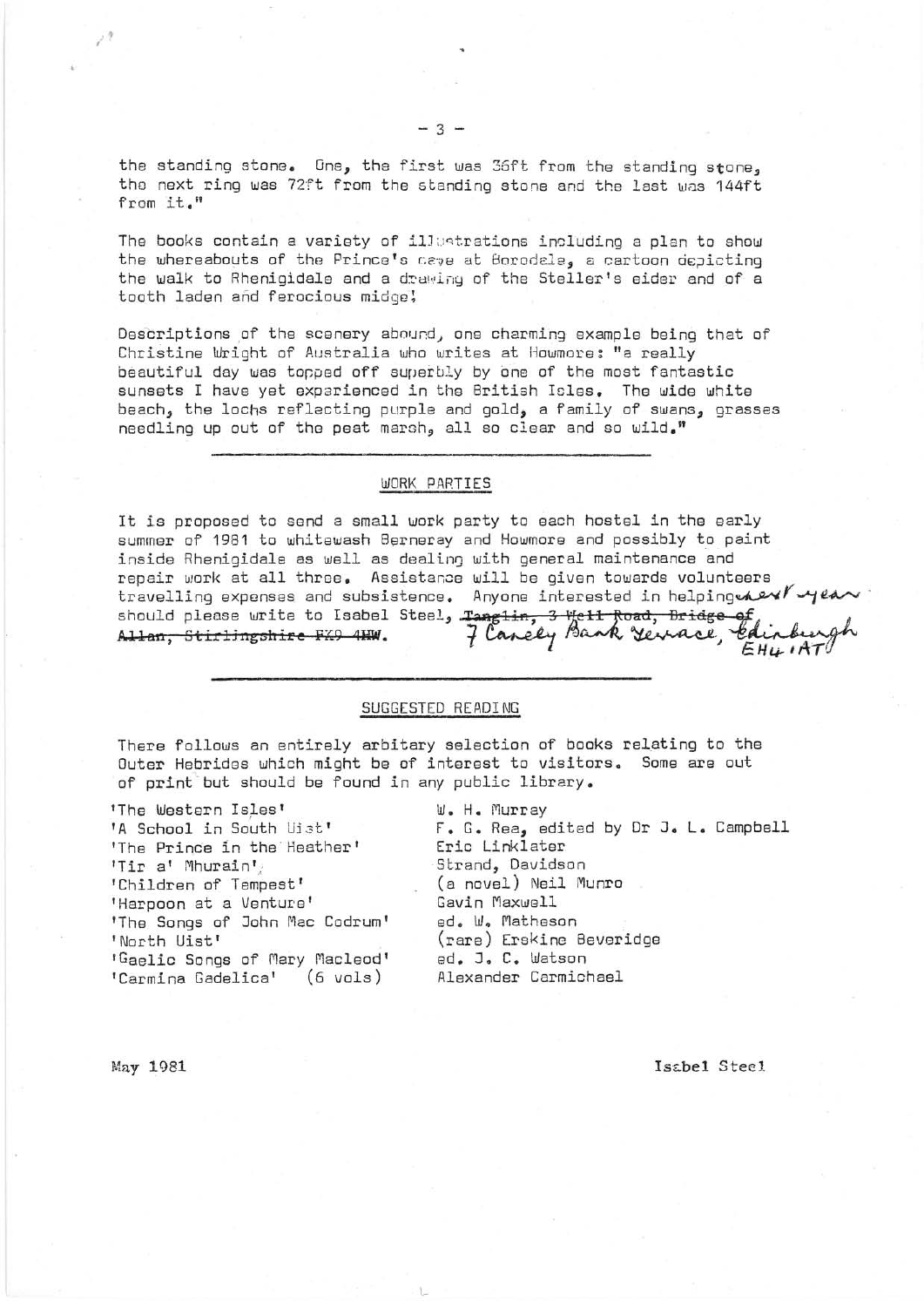the standing stone. One, the first was 36ft from the standing stone, the next ring was 72ft from the standing stone and the last was 144ft from it."

The books contain a variety of illustrations including a plan to show the whereabouts of the Prince's cave at Borodale, a cartoon depicting the walk to Rhenigidale and a drawing of the Steller's eider and of a tooth laden and ferocious midge!

Descriptions of the scenery abound, one charming example being that of Christine Wright of Australia who writes at Howmore: "a really beautiful day was topped off superbly by one of the most fantastic sunsets I have yet experienced in the British Isles. The wide white beach, the lochs reflecting purple and gold, a family of swans, grasses needling up out of the peat marsh, all so clear and so wild."

## WORK PARTIES

It is proposed to send a small work party to each hostel in the early summer of 1981 to whitewash Berneray and Howmore and possibly to paint inside Rhenigidale as well as dealing with general maintenance and repair work at all three. Assistance will be given towards volunteers travelling expenses and subsistence. Anyone interested in helping next year should please write to Isabel Steel, ~~Tanglin, 3 Well Road, Bridge of Allan, Stirlingshire FK9 4HW.~~ 7 Canely Bank Terrace, Edinburgh EH4 1AT

## SUGGESTED READING

There follows an entirely arbitary selection of books relating to the Outer Hebrides which might be of interest to visitors. Some are out of print but should be found in any public library.

| | |
|---|---|
| 'The Western Isles' | W. H. Murray |
| 'A School in South Uist' | F. G. Rea, edited by Dr J. L. Campbell |
| 'The Prince in the Heather' | Eric Linklater |
| 'Tir a' Mhurain' | Strand, Davidson |
| 'Children of Tempest' | (a novel) Neil Munro |
| 'Harpoon at a Venture' | Gavin Maxwell |
| 'The Songs of John Mac Codrum' | ed. W. Matheson |
| 'North Uist' | (rare) Erskine Beveridge |
| 'Gaelic Songs of Mary Macleod' | ed. J. C. Watson |
| 'Carmina Gadelica' (6 vols) | Alexander Carmichael |

May 1981

Isabel Steel